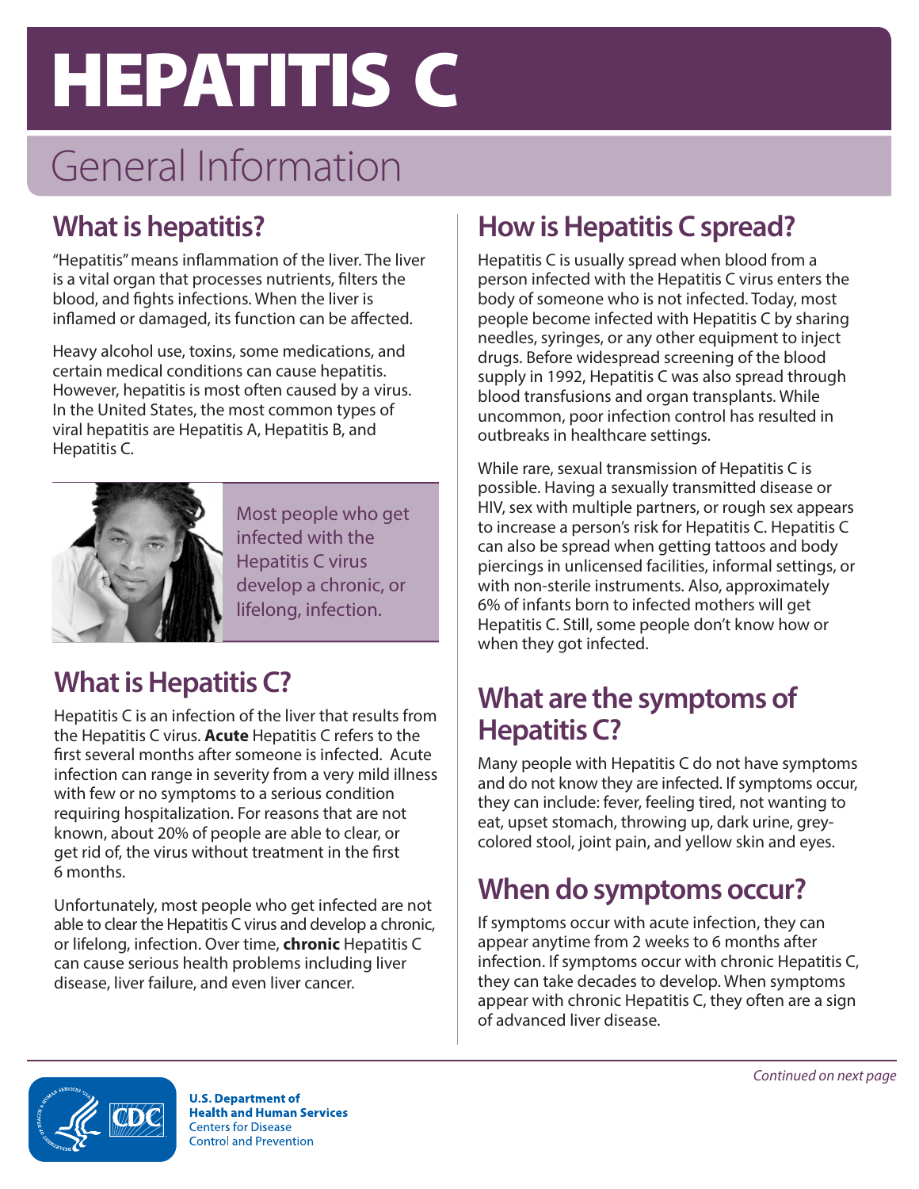# HEPATITIS C

## General Information

### What is hepatitis?

"Hepatitis" means inflammation of the liver. The liver is a vital organ that processes nutrients, filters the blood, and fights infections. When the liver is inflamed or damaged, its function can be affected.

Heavy alcohol use, toxins, some medications, and certain medical conditions can cause hepatitis. However, hepatitis is most often caused by a virus. In the United States, the most common types of viral hepatitis are Hepatitis A, Hepatitis B, and Hepatitis C.

Most people who get infected with the Hepatitis C virus develop a chronic, or lifelong, infection.

### What is Hepatitis C?

Hepatitis C is an infection of the liver that results from the Hepatitis C virus. **Acute** Hepatitis C refers to the first several months after someone is infected. Acute infection can range in severity from a very mild illness with few or no symptoms to a serious condition requiring hospitalization. For reasons that are not known, about 20% of people are able to clear, or get rid of, the virus without treatment in the first 6 months.

Unfortunately, most people who get infected are not able to clear the Hepatitis C virus and develop a chronic, or lifelong, infection. Over time, **chronic** Hepatitis C can cause serious health problems including liver disease, liver failure, and even liver cancer.

### How is Hepatitis C spread?

Hepatitis C is usually spread when blood from a person infected with the Hepatitis C virus enters the body of someone who is not infected. Today, most people become infected with Hepatitis C by sharing needles, syringes, or any other equipment to inject drugs. Before widespread screening of the blood supply in 1992, Hepatitis C was also spread through blood transfusions and organ transplants. While uncommon, poor infection control has resulted in outbreaks in healthcare settings.

While rare, sexual transmission of Hepatitis C is possible. Having a sexually transmitted disease or HIV, sex with multiple partners, or rough sex appears to increase a person's risk for Hepatitis C. Hepatitis C can also be spread when getting tattoos and body piercings in unlicensed facilities, informal settings, or with non-sterile instruments. Also, approximately 6% of infants born to infected mothers will get Hepatitis C. Still, some people don't know how or when they got infected.

### What are the symptoms of Hepatitis C?

Many people with Hepatitis C do not have symptoms and do not know they are infected. If symptoms occur, they can include: fever, feeling tired, not wanting to eat, upset stomach, throwing up, dark urine, grey-colored stool, joint pain, and yellow skin and eyes.

### When do symptoms occur?

If symptoms occur with acute infection, they can appear anytime from 2 weeks to 6 months after infection. If symptoms occur with chronic Hepatitis C, they can take decades to develop. When symptoms appear with chronic Hepatitis C, they often are a sign of advanced liver disease.

*Continued on next page*

**U.S. Department of Health and Human Services**
Centers for Disease Control and Prevention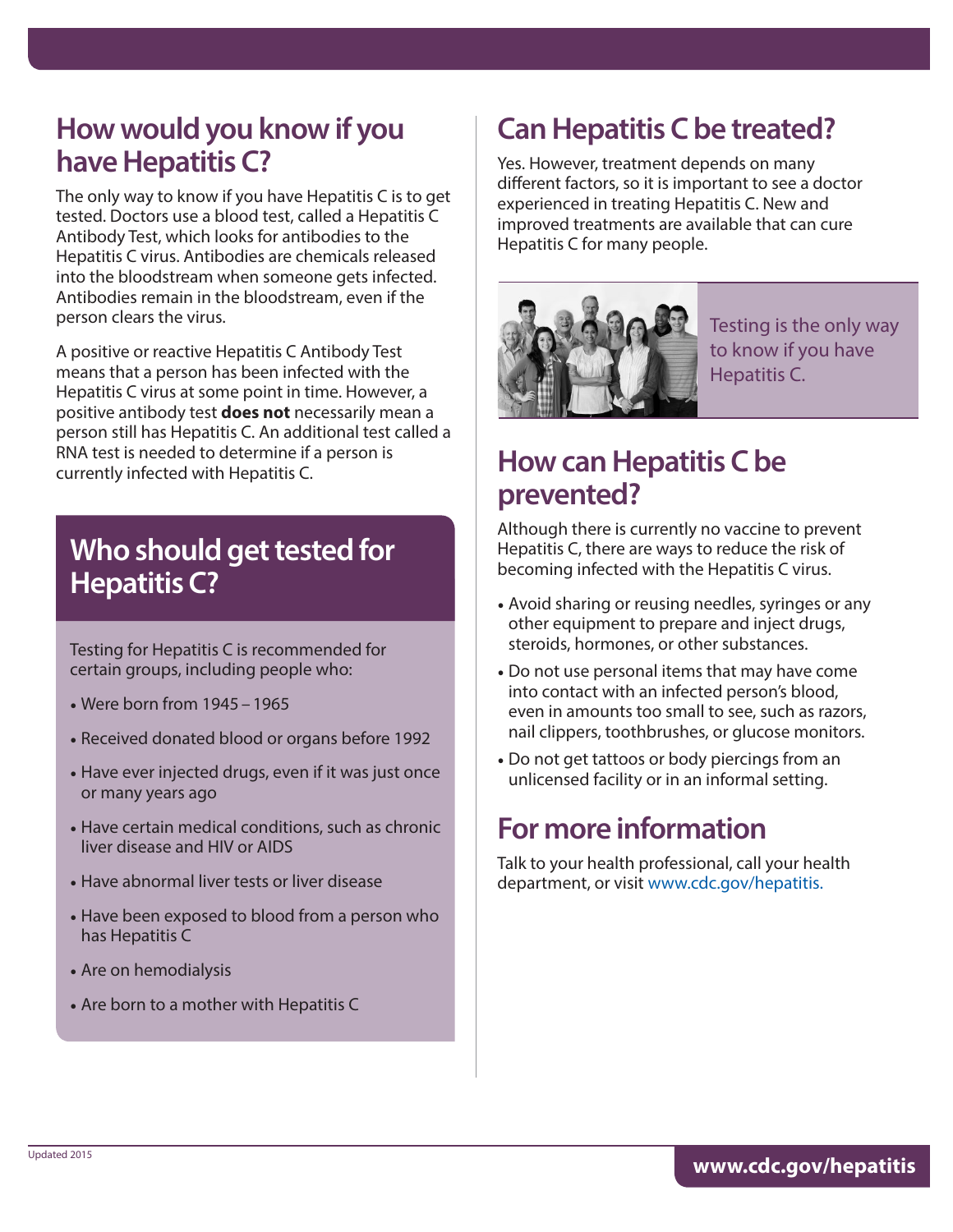## How would you know if you have Hepatitis C?

The only way to know if you have Hepatitis C is to get tested. Doctors use a blood test, called a Hepatitis C Antibody Test, which looks for antibodies to the Hepatitis C virus. Antibodies are chemicals released into the bloodstream when someone gets infected. Antibodies remain in the bloodstream, even if the person clears the virus.

A positive or reactive Hepatitis C Antibody Test means that a person has been infected with the Hepatitis C virus at some point in time. However, a positive antibody test **does not** necessarily mean a person still has Hepatitis C. An additional test called a RNA test is needed to determine if a person is currently infected with Hepatitis C.

## Who should get tested for Hepatitis C?

Testing for Hepatitis C is recommended for certain groups, including people who:

- Were born from 1945 – 1965
- Received donated blood or organs before 1992
- Have ever injected drugs, even if it was just once or many years ago
- Have certain medical conditions, such as chronic liver disease and HIV or AIDS
- Have abnormal liver tests or liver disease
- Have been exposed to blood from a person who has Hepatitis C
- Are on hemodialysis
- Are born to a mother with Hepatitis C

## Can Hepatitis C be treated?

Yes. However, treatment depends on many different factors, so it is important to see a doctor experienced in treating Hepatitis C. New and improved treatments are available that can cure Hepatitis C for many people.

Testing is the only way to know if you have Hepatitis C.

## How can Hepatitis C be prevented?

Although there is currently no vaccine to prevent Hepatitis C, there are ways to reduce the risk of becoming infected with the Hepatitis C virus.

- Avoid sharing or reusing needles, syringes or any other equipment to prepare and inject drugs, steroids, hormones, or other substances.
- Do not use personal items that may have come into contact with an infected person's blood, even in amounts too small to see, such as razors, nail clippers, toothbrushes, or glucose monitors.
- Do not get tattoos or body piercings from an unlicensed facility or in an informal setting.

## For more information

Talk to your health professional, call your health department, or visit www.cdc.gov/hepatitis.

Updated 2015